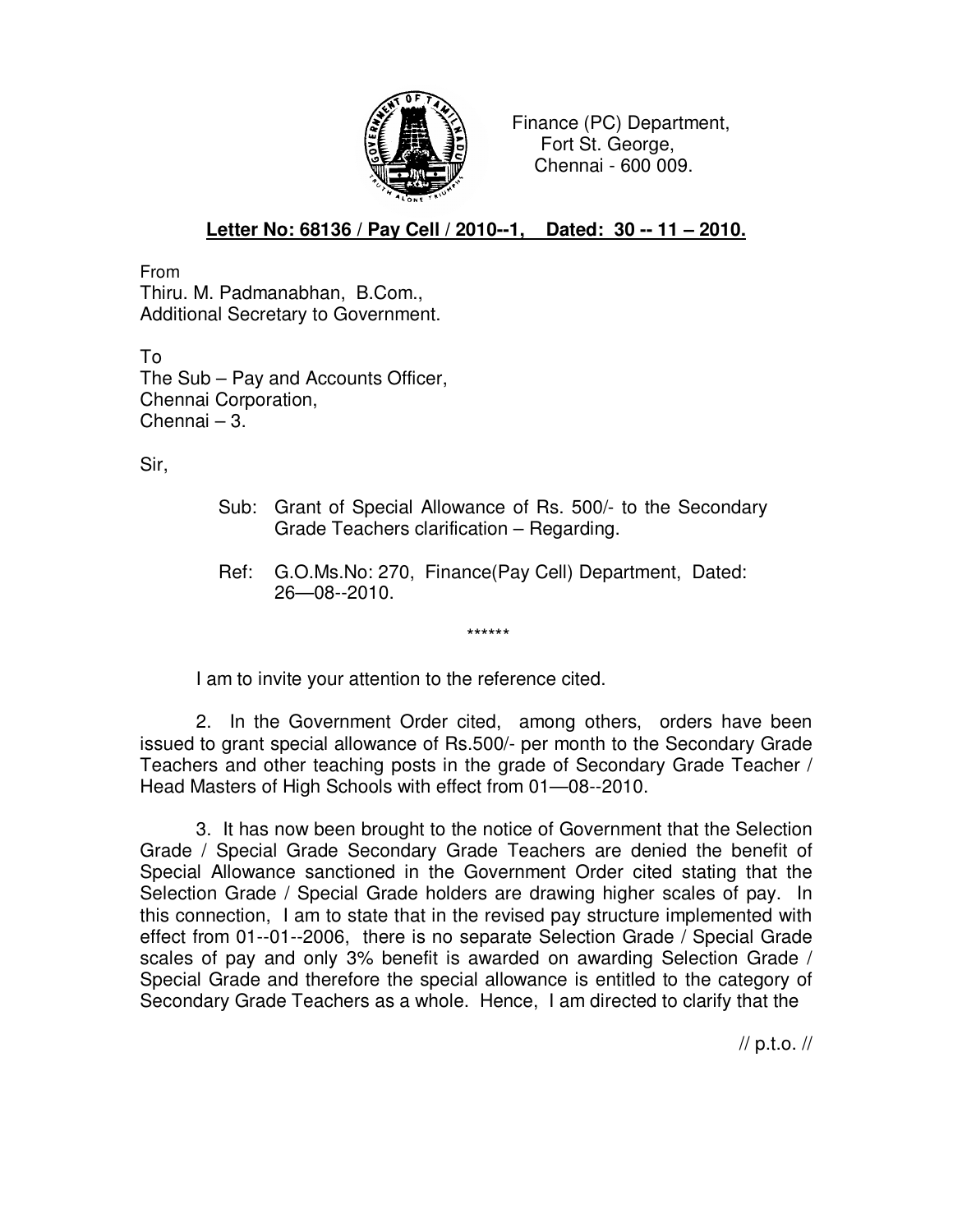Finance (PC) Department,
Fort St. George,
Chennai - 600 009.

**Letter No: 68136 / Pay Cell / 2010--1, Dated: 30 -- 11 – 2010.**

From
Thiru. M. Padmanabhan, B.Com.,
Additional Secretary to Government.

To
The Sub – Pay and Accounts Officer,
Chennai Corporation,
Chennai – 3.

Sir,

Sub: Grant of Special Allowance of Rs. 500/- to the Secondary Grade Teachers clarification – Regarding.

Ref: G.O.Ms.No: 270, Finance(Pay Cell) Department, Dated: 26—08--2010.

******

I am to invite your attention to the reference cited.

2. In the Government Order cited, among others, orders have been issued to grant special allowance of Rs.500/- per month to the Secondary Grade Teachers and other teaching posts in the grade of Secondary Grade Teacher / Head Masters of High Schools with effect from 01—08--2010.

3. It has now been brought to the notice of Government that the Selection Grade / Special Grade Secondary Grade Teachers are denied the benefit of Special Allowance sanctioned in the Government Order cited stating that the Selection Grade / Special Grade holders are drawing higher scales of pay. In this connection, I am to state that in the revised pay structure implemented with effect from 01--01--2006, there is no separate Selection Grade / Special Grade scales of pay and only 3% benefit is awarded on awarding Selection Grade / Special Grade and therefore the special allowance is entitled to the category of Secondary Grade Teachers as a whole. Hence, I am directed to clarify that the

// p.t.o. //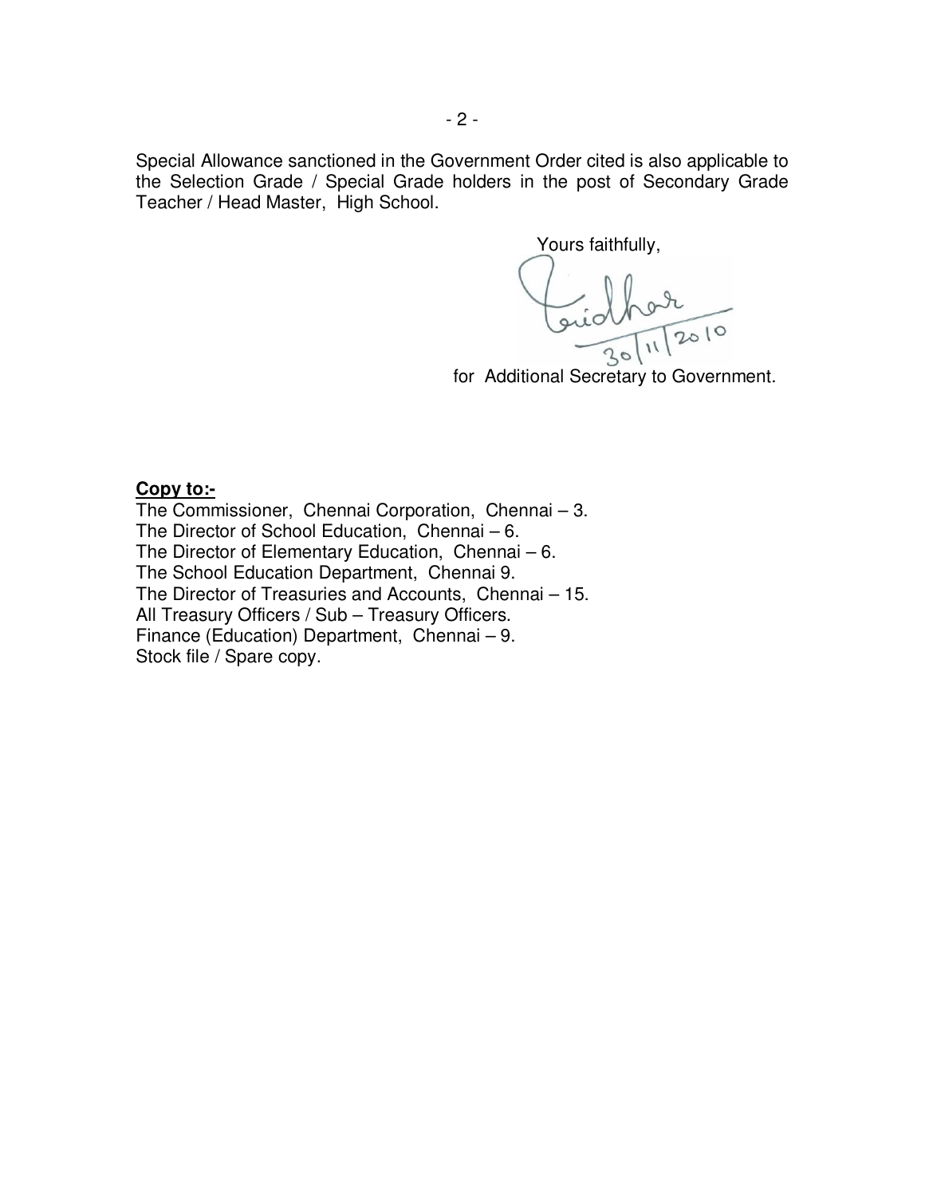Special Allowance sanctioned in the Government Order cited is also applicable to the Selection Grade / Special Grade holders in the post of Secondary Grade Teacher / Head Master, High School.

Yours faithfully,

30/11/2010

for Additional Secretary to Government.

**Copy to:-**

The Commissioner, Chennai Corporation, Chennai – 3.
The Director of School Education, Chennai – 6.
The Director of Elementary Education, Chennai – 6.
The School Education Department, Chennai 9.
The Director of Treasuries and Accounts, Chennai – 15.
All Treasury Officers / Sub – Treasury Officers.
Finance (Education) Department, Chennai – 9.
Stock file / Spare copy.